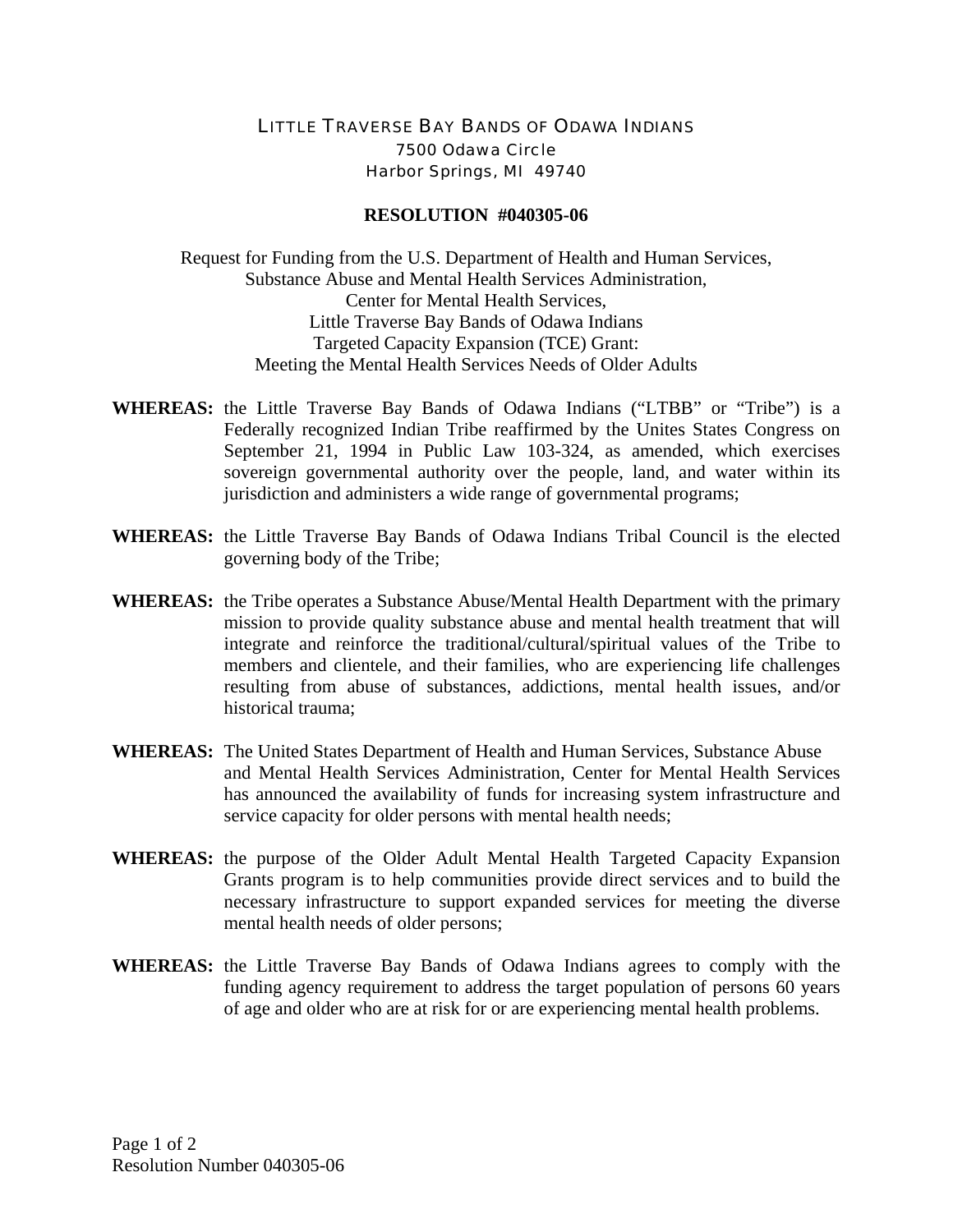# LITTLE TRAVERSE BAY BANDS OF ODAWA INDIANS

7500 Odawa Circle
Harbor Springs, MI 49740

## RESOLUTION #040305-06

Request for Funding from the U.S. Department of Health and Human Services,
Substance Abuse and Mental Health Services Administration,
Center for Mental Health Services,
Little Traverse Bay Bands of Odawa Indians
Targeted Capacity Expansion (TCE) Grant:
Meeting the Mental Health Services Needs of Older Adults

**WHEREAS:** the Little Traverse Bay Bands of Odawa Indians ("LTBB" or "Tribe") is a Federally recognized Indian Tribe reaffirmed by the Unites States Congress on September 21, 1994 in Public Law 103-324, as amended, which exercises sovereign governmental authority over the people, land, and water within its jurisdiction and administers a wide range of governmental programs;

**WHEREAS:** the Little Traverse Bay Bands of Odawa Indians Tribal Council is the elected governing body of the Tribe;

**WHEREAS:** the Tribe operates a Substance Abuse/Mental Health Department with the primary mission to provide quality substance abuse and mental health treatment that will integrate and reinforce the traditional/cultural/spiritual values of the Tribe to members and clientele, and their families, who are experiencing life challenges resulting from abuse of substances, addictions, mental health issues, and/or historical trauma;

**WHEREAS:** The United States Department of Health and Human Services, Substance Abuse and Mental Health Services Administration, Center for Mental Health Services has announced the availability of funds for increasing system infrastructure and service capacity for older persons with mental health needs;

**WHEREAS:** the purpose of the Older Adult Mental Health Targeted Capacity Expansion Grants program is to help communities provide direct services and to build the necessary infrastructure to support expanded services for meeting the diverse mental health needs of older persons;

**WHEREAS:** the Little Traverse Bay Bands of Odawa Indians agrees to comply with the funding agency requirement to address the target population of persons 60 years of age and older who are at risk for or are experiencing mental health problems.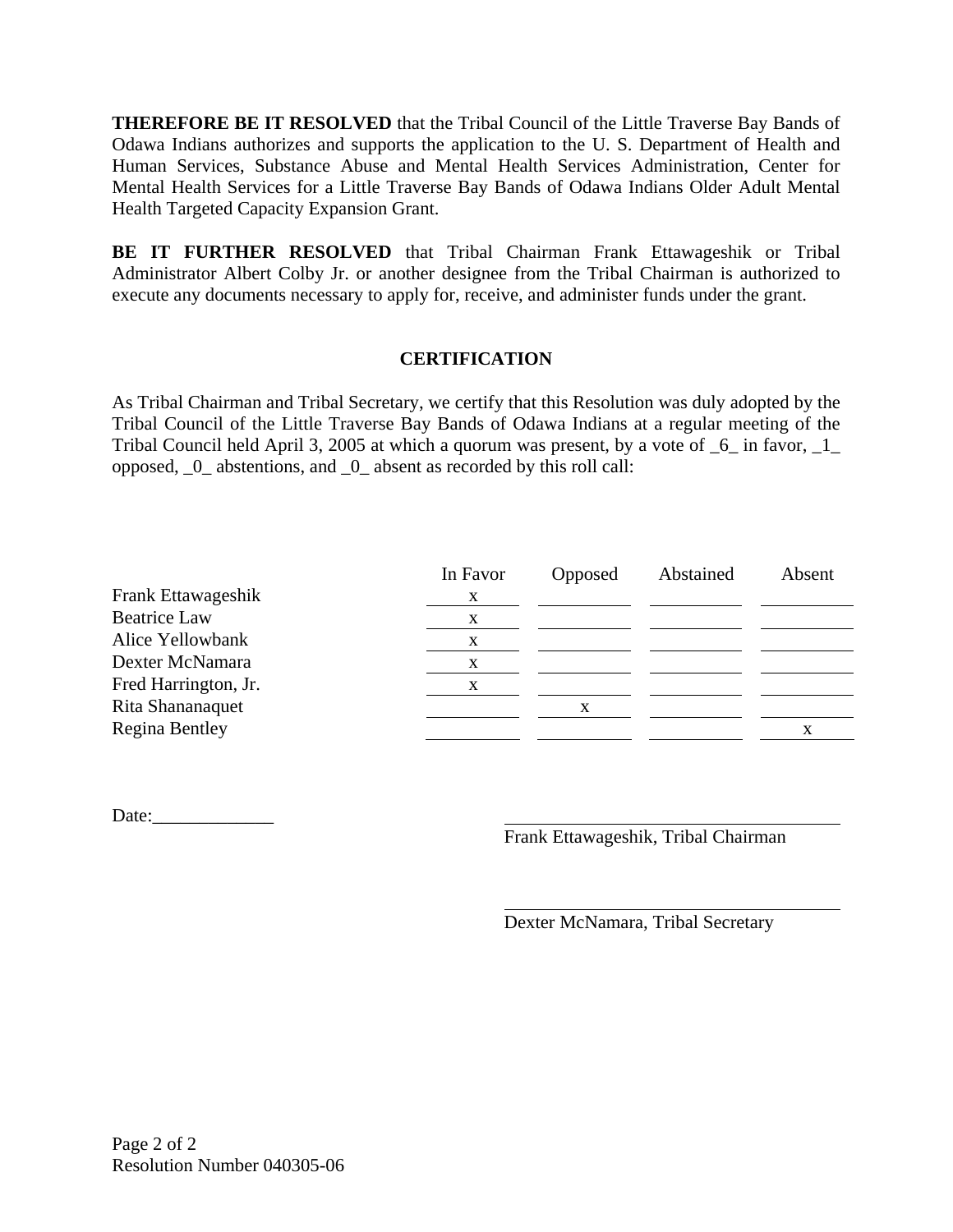**THEREFORE BE IT RESOLVED** that the Tribal Council of the Little Traverse Bay Bands of Odawa Indians authorizes and supports the application to the U. S. Department of Health and Human Services, Substance Abuse and Mental Health Services Administration, Center for Mental Health Services for a Little Traverse Bay Bands of Odawa Indians Older Adult Mental Health Targeted Capacity Expansion Grant.

**BE IT FURTHER RESOLVED** that Tribal Chairman Frank Ettawageshik or Tribal Administrator Albert Colby Jr. or another designee from the Tribal Chairman is authorized to execute any documents necessary to apply for, receive, and administer funds under the grant.

## CERTIFICATION

As Tribal Chairman and Tribal Secretary, we certify that this Resolution was duly adopted by the Tribal Council of the Little Traverse Bay Bands of Odawa Indians at a regular meeting of the Tribal Council held April 3, 2005 at which a quorum was present, by a vote of _6_ in favor, _1_ opposed, _0_ abstentions, and _0_ absent as recorded by this roll call:

| | In Favor | Opposed | Abstained | Absent |
|---|---|---|---|---|
| Frank Ettawageshik | x | | | |
| Beatrice Law | x | | | |
| Alice Yellowbank | x | | | |
| Dexter McNamara | x | | | |
| Fred Harrington, Jr. | x | | | |
| Rita Shananaquet | | x | | |
| Regina Bentley | | | | x |

Date:_____________

_____________________________________
Frank Ettawageshik, Tribal Chairman

_____________________________________
Dexter McNamara, Tribal Secretary

Resolution Number 040305-06